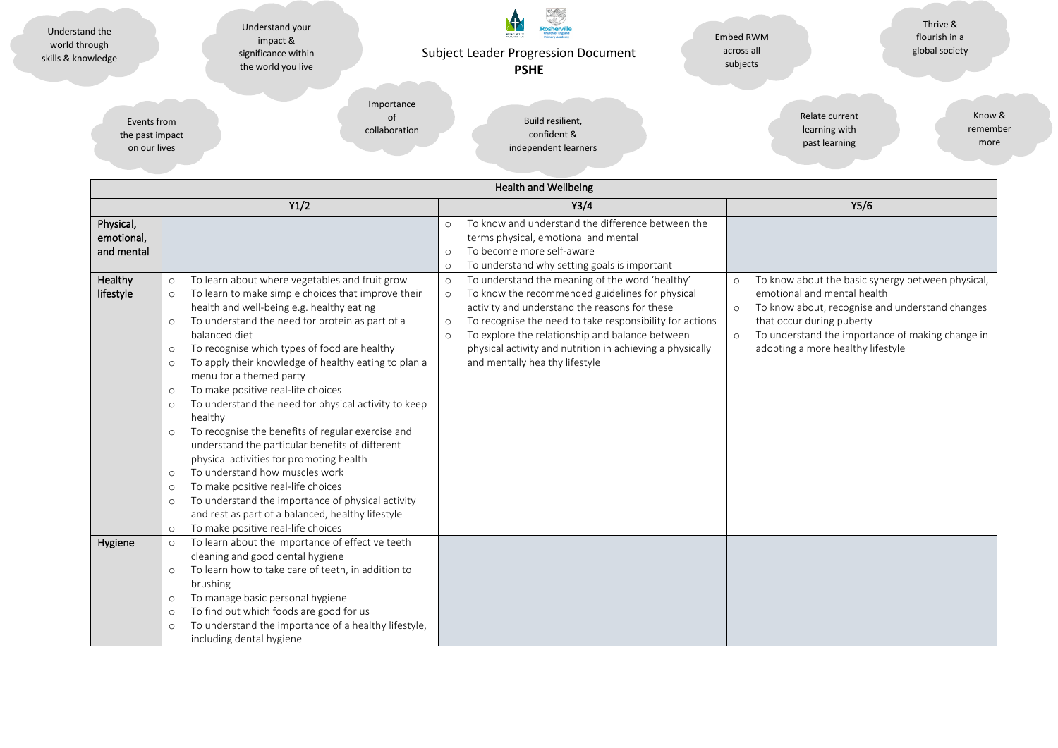Understand the world through skills & knowledge

Understand your impact & significance within the world you live

# Subject Leader Progression Document

**PSHE**

Embed RWM across all subjects

Thrive & flourish in a global society

Events from the past impact on our lives

Importance of collaboration

Build resilient, confident & independent learners

Relate current learning with past learning

Know & remember more

| Health and Wellbeing | | | |
|---|---|---|---|
| | Y1/2 | Y3/4 | Y5/6 |
| Physical, emotional, and mental | | ○ To know and understand the difference between the terms physical, emotional and mental<br>○ To become more self-aware<br>○ To understand why setting goals is important | |
| Healthy lifestyle | ○ To learn about where vegetables and fruit grow<br>○ To learn to make simple choices that improve their health and well-being e.g. healthy eating<br>○ To understand the need for protein as part of a balanced diet<br>○ To recognise which types of food are healthy<br>○ To apply their knowledge of healthy eating to plan a menu for a themed party<br>○ To make positive real-life choices<br>○ To understand the need for physical activity to keep healthy<br>○ To recognise the benefits of regular exercise and understand the particular benefits of different physical activities for promoting health<br>○ To understand how muscles work<br>○ To make positive real-life choices<br>○ To understand the importance of physical activity and rest as part of a balanced, healthy lifestyle<br>○ To make positive real-life choices | ○ To understand the meaning of the word 'healthy'<br>○ To know the recommended guidelines for physical activity and understand the reasons for these<br>○ To recognise the need to take responsibility for actions<br>○ To explore the relationship and balance between physical activity and nutrition in achieving a physically and mentally healthy lifestyle | ○ To know about the basic synergy between physical, emotional and mental health<br>○ To know about, recognise and understand changes that occur during puberty<br>○ To understand the importance of making change in adopting a more healthy lifestyle |
| Hygiene | ○ To learn about the importance of effective teeth cleaning and good dental hygiene<br>○ To learn how to take care of teeth, in addition to brushing<br>○ To manage basic personal hygiene<br>○ To find out which foods are good for us<br>○ To understand the importance of a healthy lifestyle, including dental hygiene | | |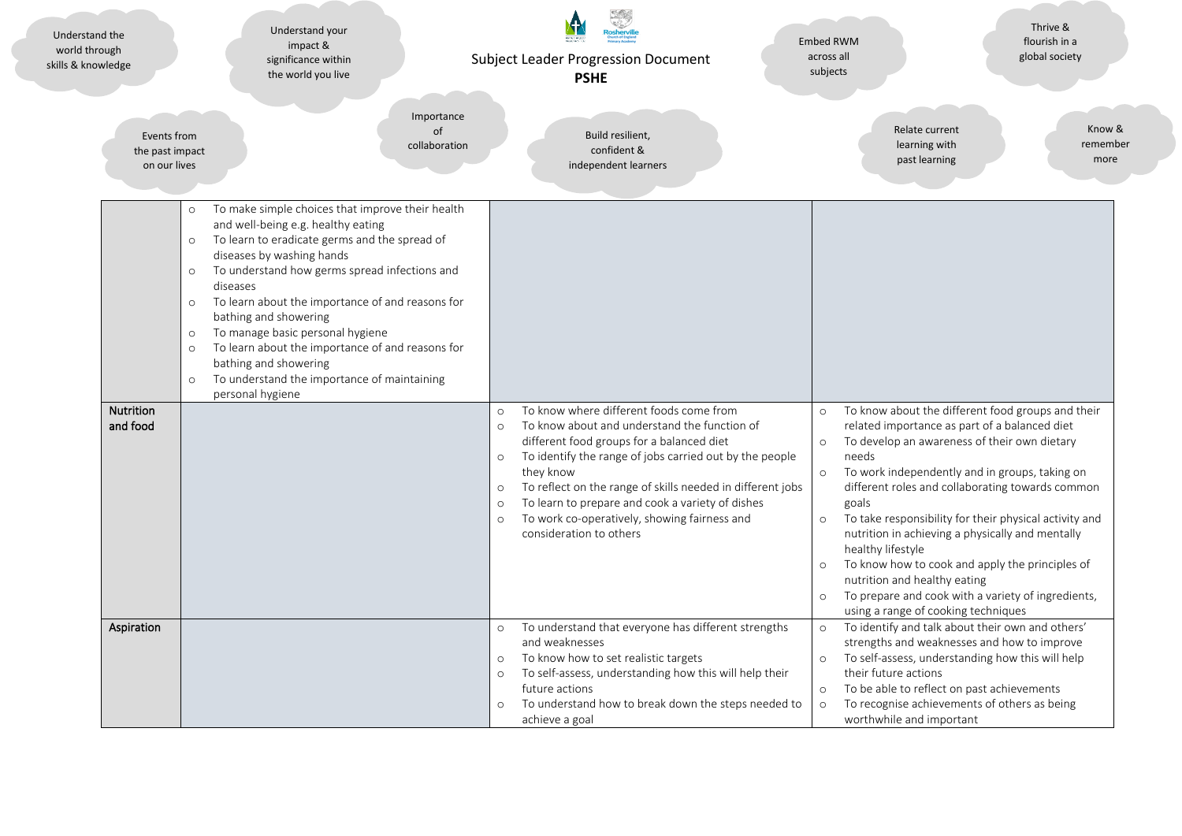Understand the world through skills & knowledge

Understand your impact & significance within the world you live

Subject Leader Progression Document
**PSHE**

Embed RWM across all subjects

Thrive & flourish in a global society

Events from the past impact on our lives

Importance of collaboration

Build resilient, confident & independent learners

Relate current learning with past learning

Know & remember more

| | | | |
|---|---|---|---|
| | ○ To make simple choices that improve their health and well-being e.g. healthy eating<br>○ To learn to eradicate germs and the spread of diseases by washing hands<br>○ To understand how germs spread infections and diseases<br>○ To learn about the importance of and reasons for bathing and showering<br>○ To manage basic personal hygiene<br>○ To learn about the importance of and reasons for bathing and showering<br>○ To understand the importance of maintaining personal hygiene | | |
| **Nutrition and food** | | ○ To know where different foods come from<br>○ To know about and understand the function of different food groups for a balanced diet<br>○ To identify the range of jobs carried out by the people they know<br>○ To reflect on the range of skills needed in different jobs<br>○ To learn to prepare and cook a variety of dishes<br>○ To work co-operatively, showing fairness and consideration to others | ○ To know about the different food groups and their related importance as part of a balanced diet<br>○ To develop an awareness of their own dietary needs<br>○ To work independently and in groups, taking on different roles and collaborating towards common goals<br>○ To take responsibility for their physical activity and nutrition in achieving a physically and mentally healthy lifestyle<br>○ To know how to cook and apply the principles of nutrition and healthy eating<br>○ To prepare and cook with a variety of ingredients, using a range of cooking techniques |
| **Aspiration** | | ○ To understand that everyone has different strengths and weaknesses<br>○ To know how to set realistic targets<br>○ To self-assess, understanding how this will help their future actions<br>○ To understand how to break down the steps needed to achieve a goal | ○ To identify and talk about their own and others' strengths and weaknesses and how to improve<br>○ To self-assess, understanding how this will help their future actions<br>○ To be able to reflect on past achievements<br>○ To recognise achievements of others as being worthwhile and important |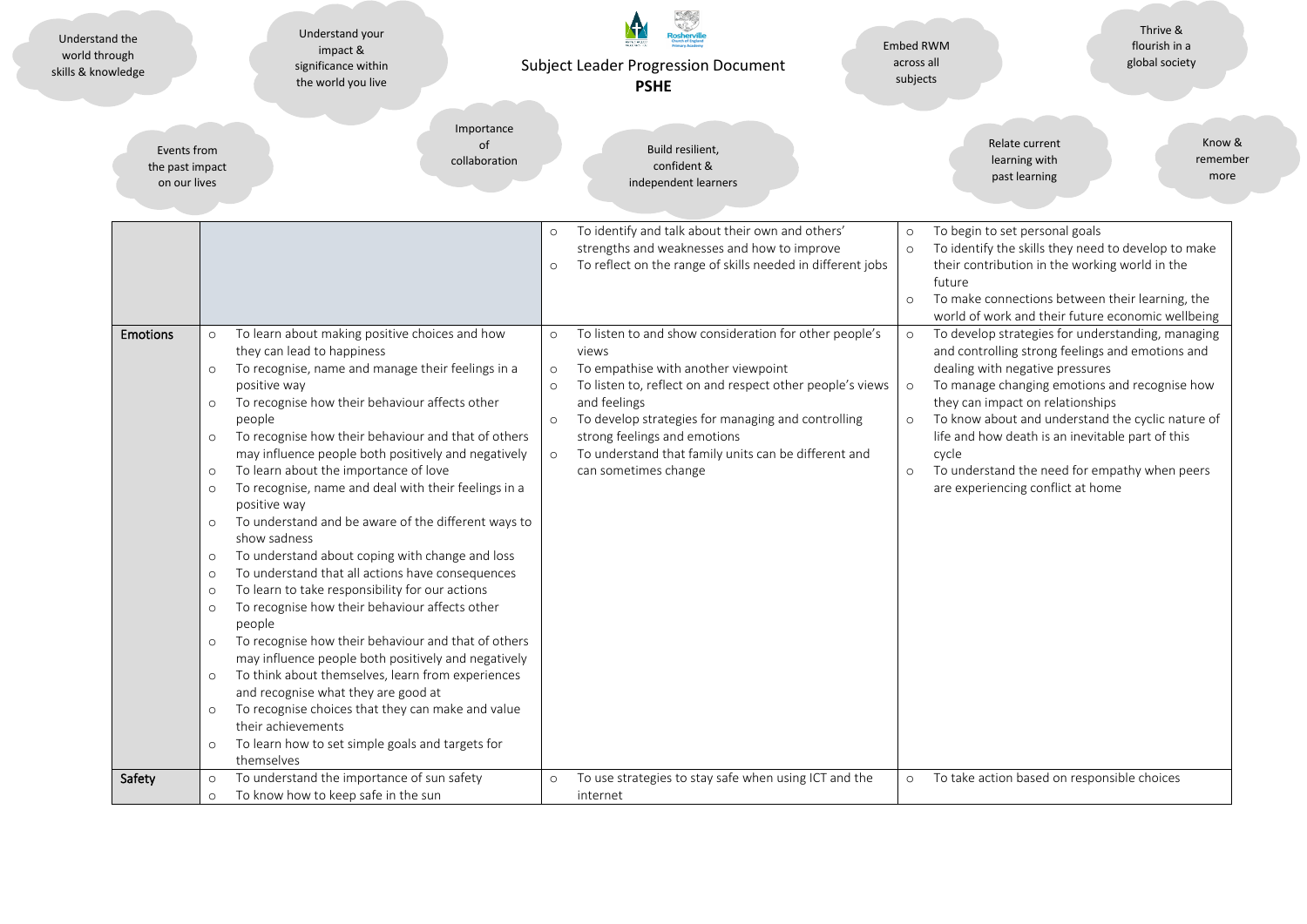# Subject Leader Progression Document

## PSHE

Understand the world through skills & knowledge

Understand your impact & significance within the world you live

Embed RWM across all subjects

Thrive & flourish in a global society

Events from the past impact on our lives

Importance of collaboration

Build resilient, confident & independent learners

Relate current learning with past learning

Know & remember more

| | | | |
|---|---|---|---|
| | | ○ To identify and talk about their own and others' strengths and weaknesses and how to improve<br>○ To reflect on the range of skills needed in different jobs | ○ To begin to set personal goals<br>○ To identify the skills they need to develop to make their contribution in the working world in the future<br>○ To make connections between their learning, the world of work and their future economic wellbeing |
| **Emotions** | ○ To learn about making positive choices and how they can lead to happiness<br>○ To recognise, name and manage their feelings in a positive way<br>○ To recognise how their behaviour affects other people<br>○ To recognise how their behaviour and that of others may influence people both positively and negatively<br>○ To learn about the importance of love<br>○ To recognise, name and deal with their feelings in a positive way<br>○ To understand and be aware of the different ways to show sadness<br>○ To understand about coping with change and loss<br>○ To understand that all actions have consequences<br>○ To learn to take responsibility for our actions<br>○ To recognise how their behaviour affects other people<br>○ To recognise how their behaviour and that of others may influence people both positively and negatively<br>○ To think about themselves, learn from experiences and recognise what they are good at<br>○ To recognise choices that they can make and value their achievements<br>○ To learn how to set simple goals and targets for themselves | ○ To listen to and show consideration for other people's views<br>○ To empathise with another viewpoint<br>○ To listen to, reflect on and respect other people's views and feelings<br>○ To develop strategies for managing and controlling strong feelings and emotions<br>○ To understand that family units can be different and can sometimes change | ○ To develop strategies for understanding, managing and controlling strong feelings and emotions and dealing with negative pressures<br>○ To manage changing emotions and recognise how they can impact on relationships<br>○ To know about and understand the cyclic nature of life and how death is an inevitable part of this cycle<br>○ To understand the need for empathy when peers are experiencing conflict at home |
| **Safety** | ○ To understand the importance of sun safety<br>○ To know how to keep safe in the sun | ○ To use strategies to stay safe when using ICT and the internet | ○ To take action based on responsible choices |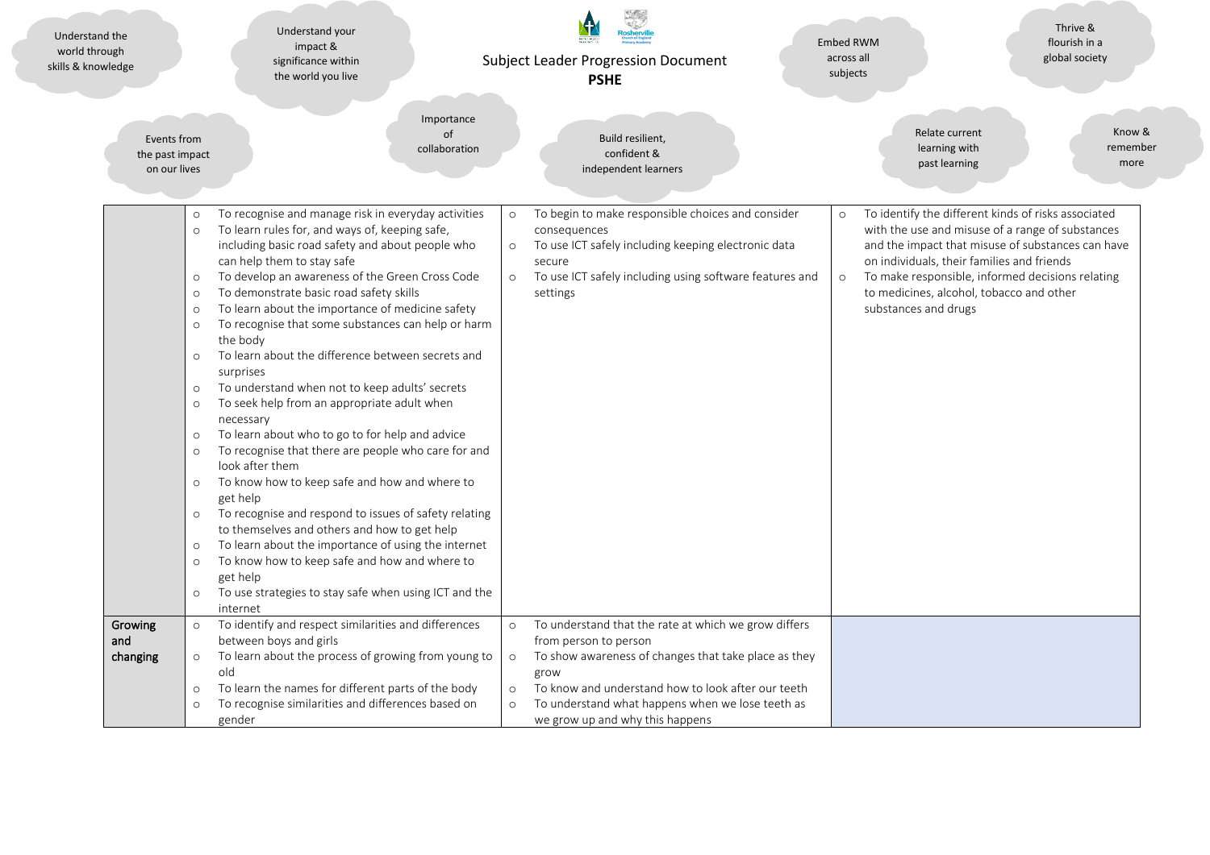Understand the world through skills & knowledge

Understand your impact & significance within the world you live

Subject Leader Progression Document

**PSHE**

Embed RWM across all subjects

Thrive & flourish in a global society

Events from the past impact on our lives

Importance of collaboration

Build resilient, confident & independent learners

Relate current learning with past learning

Know & remember more

| | | | |
|---|---|---|---|
| | - To recognise and manage risk in everyday activities<br>- To learn rules for, and ways of, keeping safe, including basic road safety and about people who can help them to stay safe<br>- To develop an awareness of the Green Cross Code<br>- To demonstrate basic road safety skills<br>- To learn about the importance of medicine safety<br>- To recognise that some substances can help or harm the body<br>- To learn about the difference between secrets and surprises<br>- To understand when not to keep adults' secrets<br>- To seek help from an appropriate adult when necessary<br>- To learn about who to go to for help and advice<br>- To recognise that there are people who care for and look after them<br>- To know how to keep safe and how and where to get help<br>- To recognise and respond to issues of safety relating to themselves and others and how to get help<br>- To learn about the importance of using the internet<br>- To know how to keep safe and how and where to get help<br>- To use strategies to stay safe when using ICT and the internet | - To begin to make responsible choices and consider consequences<br>- To use ICT safely including keeping electronic data secure<br>- To use ICT safely including using software features and settings | - To identify the different kinds of risks associated with the use and misuse of a range of substances and the impact that misuse of substances can have on individuals, their families and friends<br>- To make responsible, informed decisions relating to medicines, alcohol, tobacco and other substances and drugs |
| **Growing and changing** | - To identify and respect similarities and differences between boys and girls<br>- To learn about the process of growing from young to old<br>- To learn the names for different parts of the body<br>- To recognise similarities and differences based on gender | - To understand that the rate at which we grow differs from person to person<br>- To show awareness of changes that take place as they grow<br>- To know and understand how to look after our teeth<br>- To understand what happens when we lose teeth as we grow up and why this happens | |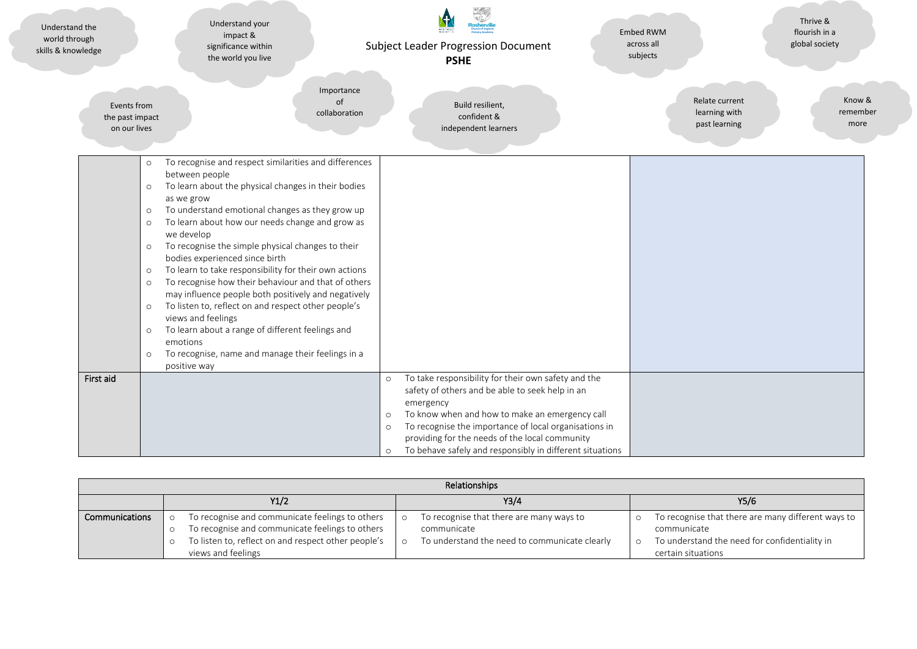Understand the world through skills & knowledge

Understand your impact & significance within the world you live

Subject Leader Progression Document
**PSHE**

Embed RWM across all subjects

Thrive & flourish in a global society

Events from the past impact on our lives

Importance of collaboration

Build resilient, confident & independent learners

Relate current learning with past learning

Know & remember more

| | | | |
|---|---|---|---|
| | ○ To recognise and respect similarities and differences between people<br>○ To learn about the physical changes in their bodies as we grow<br>○ To understand emotional changes as they grow up<br>○ To learn about how our needs change and grow as we develop<br>○ To recognise the simple physical changes to their bodies experienced since birth<br>○ To learn to take responsibility for their own actions<br>○ To recognise how their behaviour and that of others may influence people both positively and negatively<br>○ To listen to, reflect on and respect other people's views and feelings<br>○ To learn about a range of different feelings and emotions<br>○ To recognise, name and manage their feelings in a positive way | | |
| First aid | | ○ To take responsibility for their own safety and the safety of others and be able to seek help in an emergency<br>○ To know when and how to make an emergency call<br>○ To recognise the importance of local organisations in providing for the needs of the local community<br>○ To behave safely and responsibly in different situations | |

| Relationships | | | |
|---|---|---|---|
| | Y1/2 | Y3/4 | Y5/6 |
| Communications | ○ To recognise and communicate feelings to others<br>○ To recognise and communicate feelings to others<br>○ To listen to, reflect on and respect other people's views and feelings | ○ To recognise that there are many ways to communicate<br>○ To understand the need to communicate clearly | ○ To recognise that there are many different ways to communicate<br>○ To understand the need for confidentiality in certain situations |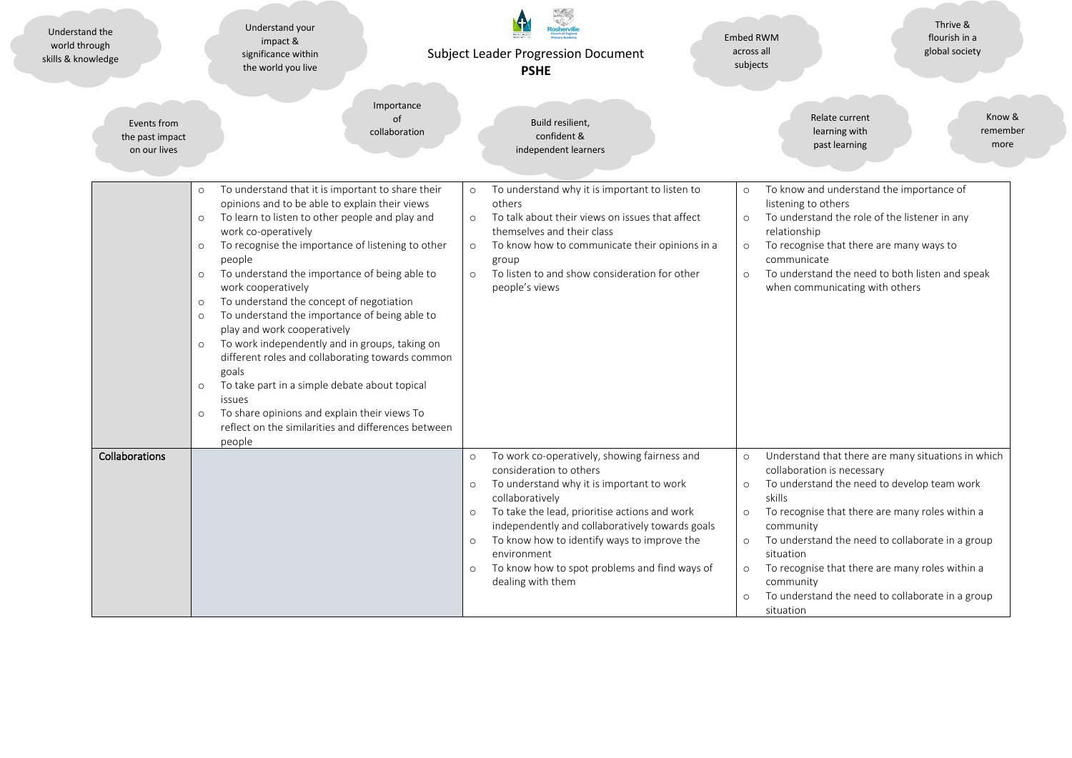# Subject Leader Progression Document

## PSHE

Understand the world through skills & knowledge

Understand your impact & significance within the world you live

Embed RWM across all subjects

Thrive & flourish in a global society

Events from the past impact on our lives

Importance of collaboration

Build resilient, confident & independent learners

Relate current learning with past learning

Know & remember more

| | | | |
|---|---|---|---|
| | - To understand that it is important to share their opinions and to be able to explain their views<br>- To learn to listen to other people and play and work co-operatively<br>- To recognise the importance of listening to other people<br>- To understand the importance of being able to work cooperatively<br>- To understand the concept of negotiation<br>- To understand the importance of being able to play and work cooperatively<br>- To work independently and in groups, taking on different roles and collaborating towards common goals<br>- To take part in a simple debate about topical issues<br>- To share opinions and explain their views To reflect on the similarities and differences between people | - To understand why it is important to listen to others<br>- To talk about their views on issues that affect themselves and their class<br>- To know how to communicate their opinions in a group<br>- To listen to and show consideration for other people's views | - To know and understand the importance of listening to others<br>- To understand the role of the listener in any relationship<br>- To recognise that there are many ways to communicate<br>- To understand the need to both listen and speak when communicating with others |
| **Collaborations** | | - To work co-operatively, showing fairness and consideration to others<br>- To understand why it is important to work collaboratively<br>- To take the lead, prioritise actions and work independently and collaboratively towards goals<br>- To know how to identify ways to improve the environment<br>- To know how to spot problems and find ways of dealing with them | - Understand that there are many situations in which collaboration is necessary<br>- To understand the need to develop team work skills<br>- To recognise that there are many roles within a community<br>- To understand the need to collaborate in a group situation<br>- To recognise that there are many roles within a community<br>- To understand the need to collaborate in a group situation |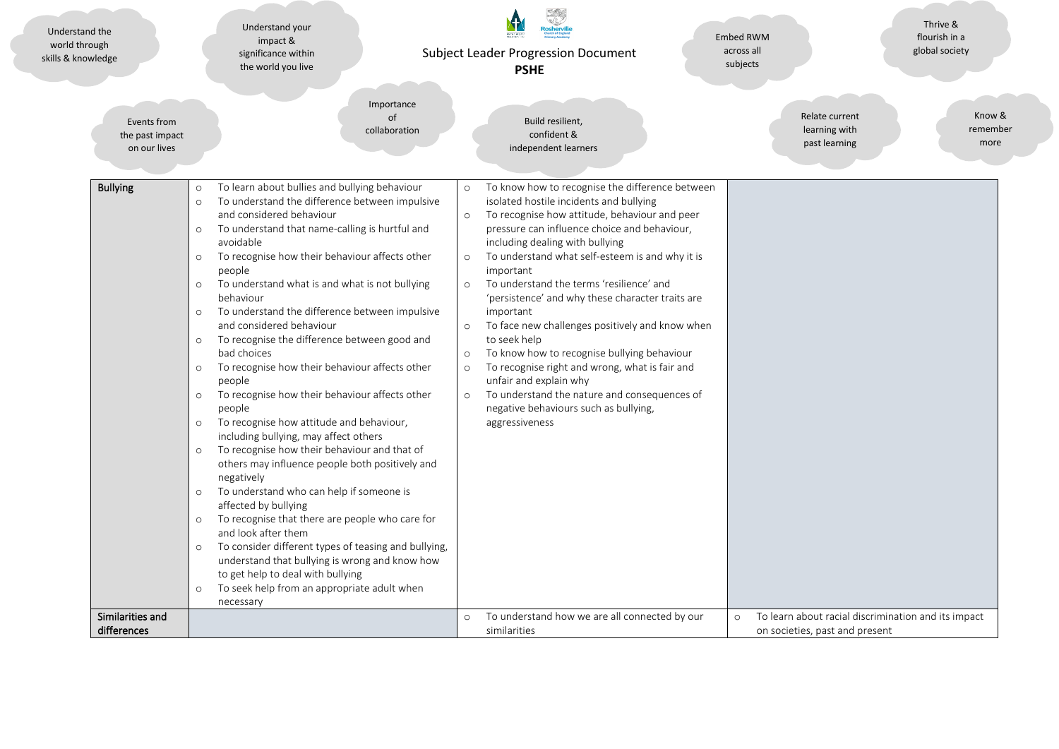Understand the world through skills & knowledge

Understand your impact & significance within the world you live

Subject Leader Progression Document

**PSHE**

Embed RWM across all subjects

Thrive & flourish in a global society

Events from the past impact on our lives

Importance of collaboration

Build resilient, confident & independent learners

Relate current learning with past learning

Know & remember more

| | | | |
|---|---|---|---|
| **Bullying** | ○ To learn about bullies and bullying behaviour<br>○ To understand the difference between impulsive and considered behaviour<br>○ To understand that name-calling is hurtful and avoidable<br>○ To recognise how their behaviour affects other people<br>○ To understand what is and what is not bullying behaviour<br>○ To understand the difference between impulsive and considered behaviour<br>○ To recognise the difference between good and bad choices<br>○ To recognise how their behaviour affects other people<br>○ To recognise how their behaviour affects other people<br>○ To recognise how attitude and behaviour, including bullying, may affect others<br>○ To recognise how their behaviour and that of others may influence people both positively and negatively<br>○ To understand who can help if someone is affected by bullying<br>○ To recognise that there are people who care for and look after them<br>○ To consider different types of teasing and bullying, understand that bullying is wrong and know how to get help to deal with bullying<br>○ To seek help from an appropriate adult when necessary | ○ To know how to recognise the difference between isolated hostile incidents and bullying<br>○ To recognise how attitude, behaviour and peer pressure can influence choice and behaviour, including dealing with bullying<br>○ To understand what self-esteem is and why it is important<br>○ To understand the terms 'resilience' and 'persistence' and why these character traits are important<br>○ To face new challenges positively and know when to seek help<br>○ To know how to recognise bullying behaviour<br>○ To recognise right and wrong, what is fair and unfair and explain why<br>○ To understand the nature and consequences of negative behaviours such as bullying, aggressiveness | |
| **Similarities and differences** | | ○ To understand how we are all connected by our similarities | ○ To learn about racial discrimination and its impact on societies, past and present |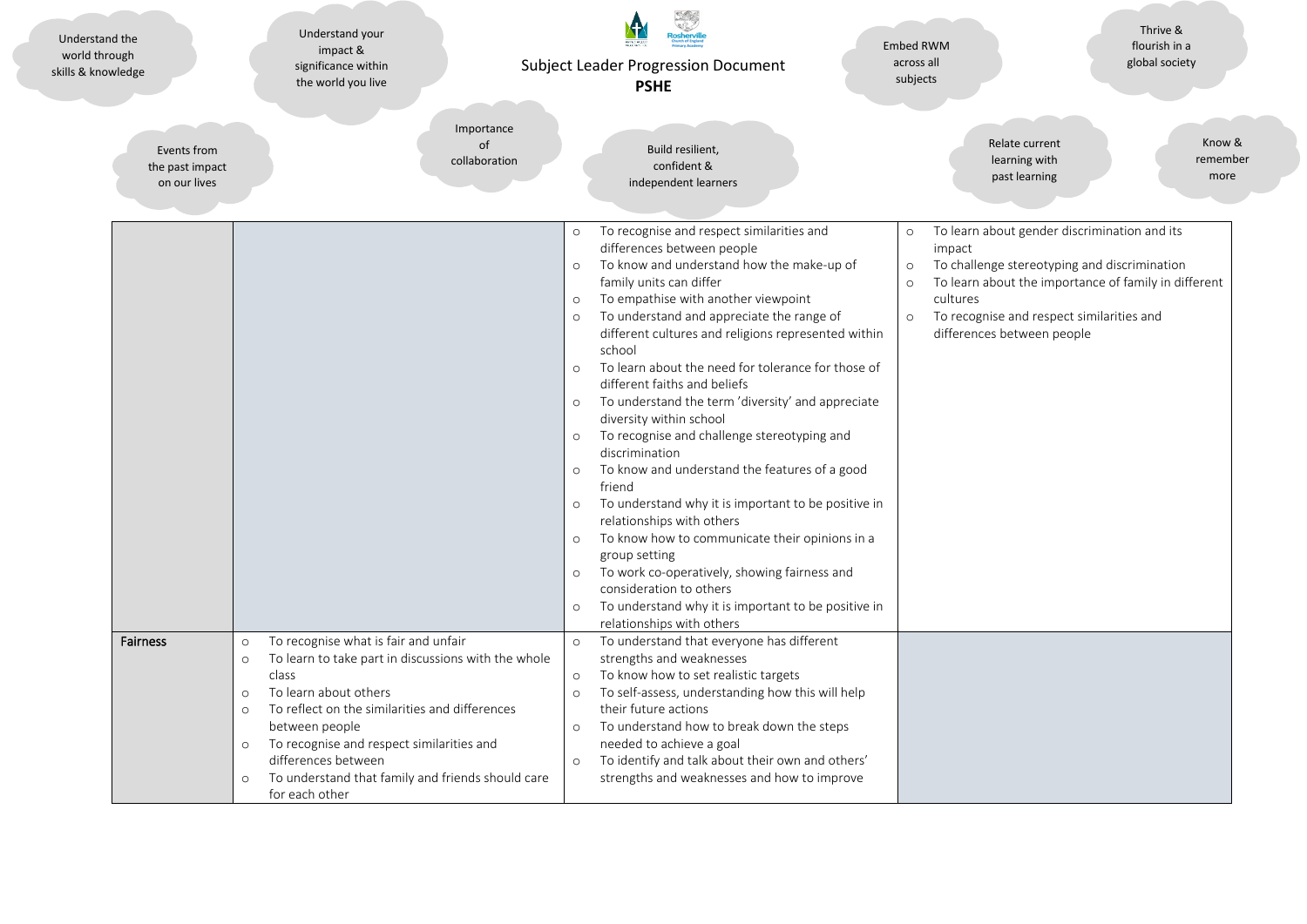Subject Leader Progression Document
**PSHE**

Understand the world through skills & knowledge

Understand your impact & significance within the world you live

Embed RWM across all subjects

Thrive & flourish in a global society

Events from the past impact on our lives

Importance of collaboration

Build resilient, confident & independent learners

Relate current learning with past learning

Know & remember more

| | | | |
|---|---|---|---|
| | | - To recognise and respect similarities and differences between people<br>- To know and understand how the make-up of family units can differ<br>- To empathise with another viewpoint<br>- To understand and appreciate the range of different cultures and religions represented within school<br>- To learn about the need for tolerance for those of different faiths and beliefs<br>- To understand the term 'diversity' and appreciate diversity within school<br>- To recognise and challenge stereotyping and discrimination<br>- To know and understand the features of a good friend<br>- To understand why it is important to be positive in relationships with others<br>- To know how to communicate their opinions in a group setting<br>- To work co-operatively, showing fairness and consideration to others<br>- To understand why it is important to be positive in relationships with others | - To learn about gender discrimination and its impact<br>- To challenge stereotyping and discrimination<br>- To learn about the importance of family in different cultures<br>- To recognise and respect similarities and differences between people |
| **Fairness** | - To recognise what is fair and unfair<br>- To learn to take part in discussions with the whole class<br>- To learn about others<br>- To reflect on the similarities and differences between people<br>- To recognise and respect similarities and differences between<br>- To understand that family and friends should care for each other | - To understand that everyone has different strengths and weaknesses<br>- To know how to set realistic targets<br>- To self-assess, understanding how this will help their future actions<br>- To understand how to break down the steps needed to achieve a goal<br>- To identify and talk about their own and others' strengths and weaknesses and how to improve | |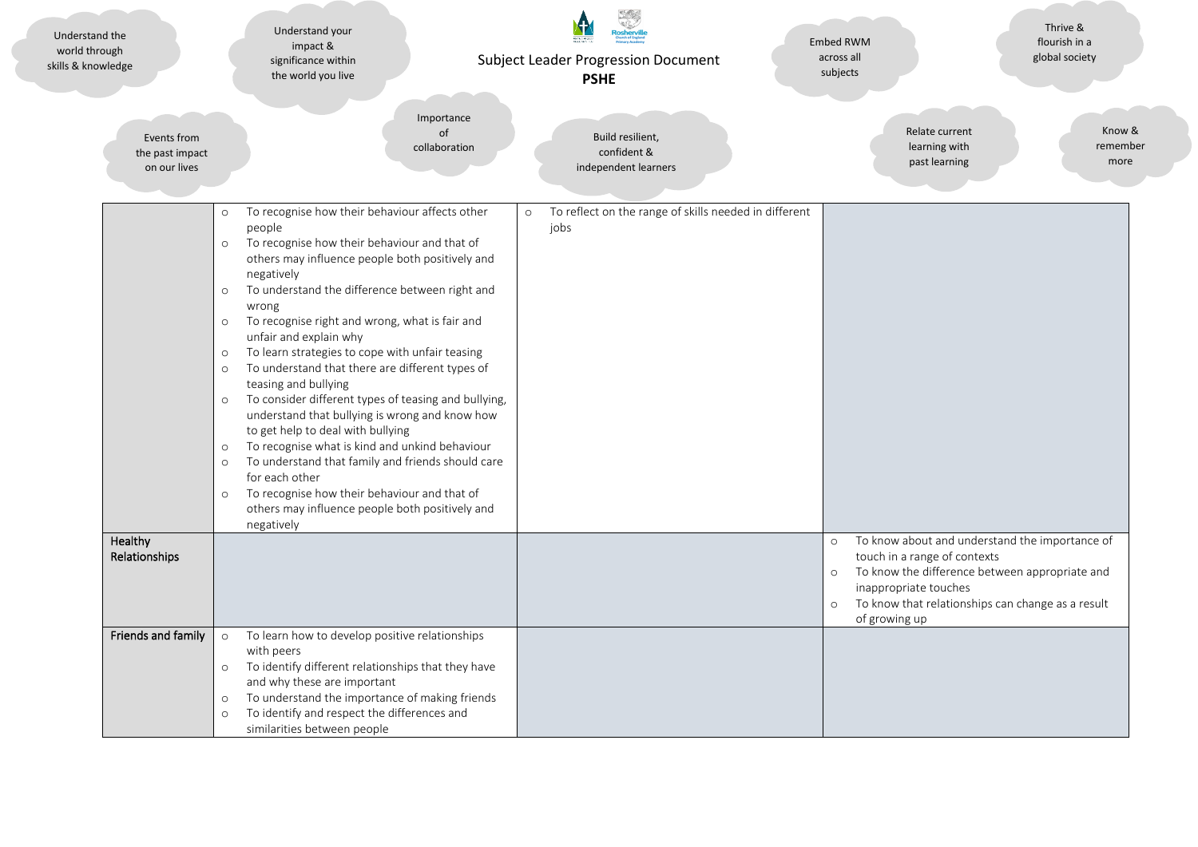Understand the world through skills & knowledge

Understand your impact & significance within the world you live

Subject Leader Progression Document
**PSHE**

Embed RWM across all subjects

Thrive & flourish in a global society

Events from the past impact on our lives

Importance of collaboration

Build resilient, confident & independent learners

Relate current learning with past learning

Know & remember more

| | | | |
|---|---|---|---|
| | ○ To recognise how their behaviour affects other people<br>○ To recognise how their behaviour and that of others may influence people both positively and negatively<br>○ To understand the difference between right and wrong<br>○ To recognise right and wrong, what is fair and unfair and explain why<br>○ To learn strategies to cope with unfair teasing<br>○ To understand that there are different types of teasing and bullying<br>○ To consider different types of teasing and bullying, understand that bullying is wrong and know how to get help to deal with bullying<br>○ To recognise what is kind and unkind behaviour<br>○ To understand that family and friends should care for each other<br>○ To recognise how their behaviour and that of others may influence people both positively and negatively | ○ To reflect on the range of skills needed in different jobs | |
| **Healthy Relationships** | | | ○ To know about and understand the importance of touch in a range of contexts<br>○ To know the difference between appropriate and inappropriate touches<br>○ To know that relationships can change as a result of growing up |
| **Friends and family** | ○ To learn how to develop positive relationships with peers<br>○ To identify different relationships that they have and why these are important<br>○ To understand the importance of making friends<br>○ To identify and respect the differences and similarities between people | | |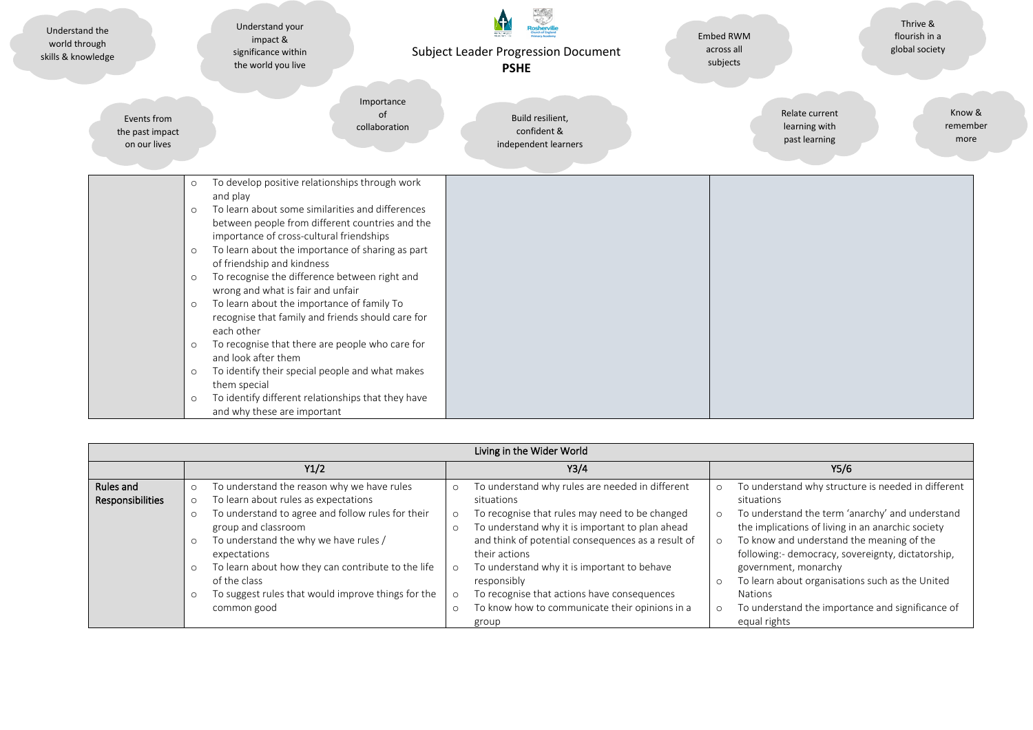Understand the world through skills & knowledge

Understand your impact & significance within the world you live

Subject Leader Progression Document
**PSHE**

Embed RWM across all subjects

Thrive & flourish in a global society

Events from the past impact on our lives

Importance of collaboration

Build resilient, confident & independent learners

Relate current learning with past learning

Know & remember more

| | | | |
|---|---|---|---|
| | ○ To develop positive relationships through work and play<br>○ To learn about some similarities and differences between people from different countries and the importance of cross-cultural friendships<br>○ To learn about the importance of sharing as part of friendship and kindness<br>○ To recognise the difference between right and wrong and what is fair and unfair<br>○ To learn about the importance of family To recognise that family and friends should care for each other<br>○ To recognise that there are people who care for and look after them<br>○ To identify their special people and what makes them special<br>○ To identify different relationships that they have and why these are important | | |

| Living in the Wider World | | | |
|---|---|---|---|
| | Y1/2 | Y3/4 | Y5/6 |
| **Rules and Responsibilities** | ○ To understand the reason why we have rules<br>○ To learn about rules as expectations<br>○ To understand to agree and follow rules for their group and classroom<br>○ To understand the why we have rules / expectations<br>○ To learn about how they can contribute to the life of the class<br>○ To suggest rules that would improve things for the common good | ○ To understand why rules are needed in different situations<br>○ To recognise that rules may need to be changed<br>○ To understand why it is important to plan ahead and think of potential consequences as a result of their actions<br>○ To understand why it is important to behave responsibly<br>○ To recognise that actions have consequences<br>○ To know how to communicate their opinions in a group | ○ To understand why structure is needed in different situations<br>○ To understand the term 'anarchy' and understand the implications of living in an anarchic society<br>○ To know and understand the meaning of the following:- democracy, sovereignty, dictatorship, government, monarchy<br>○ To learn about organisations such as the United Nations<br>○ To understand the importance and significance of equal rights |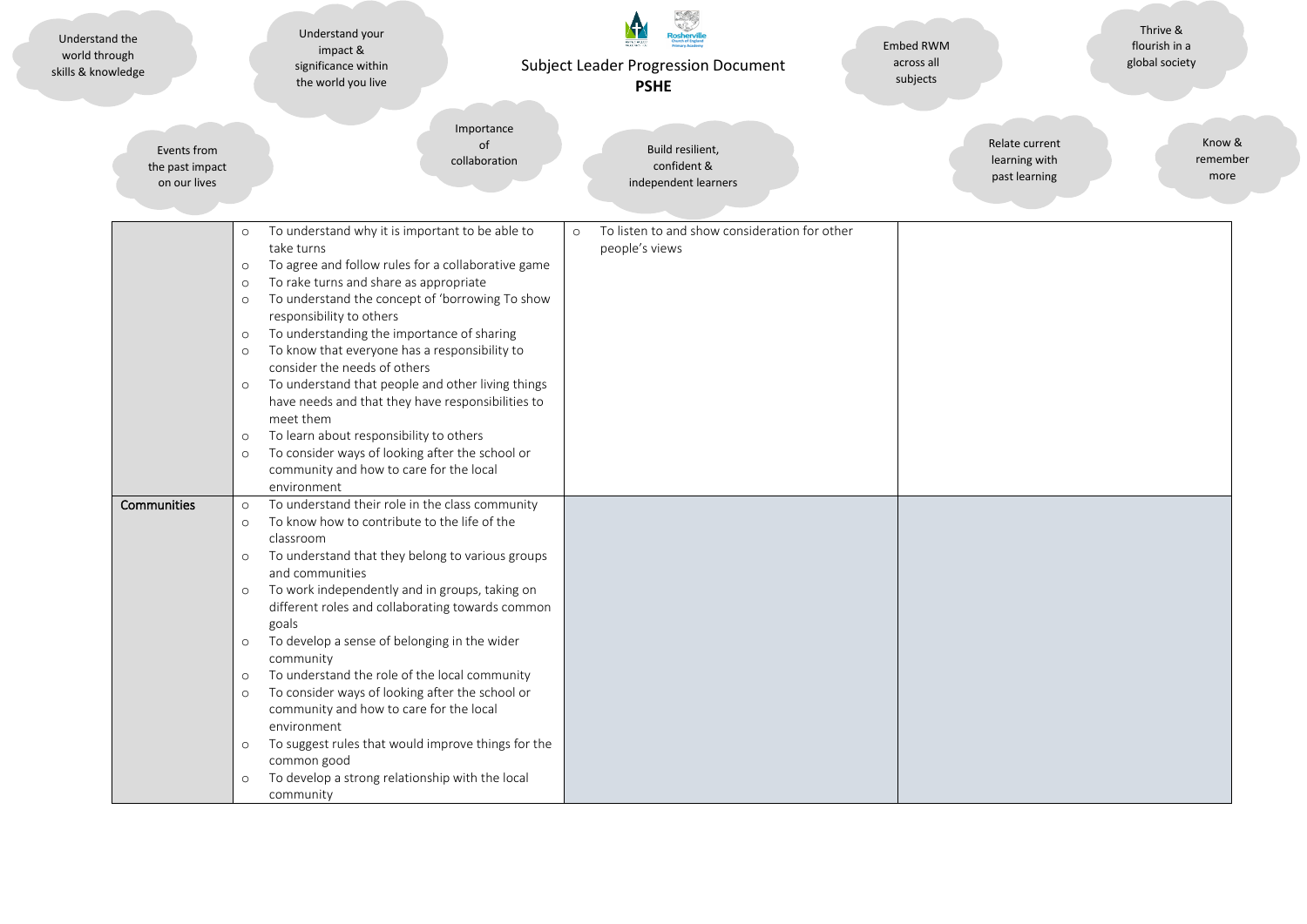Understand the world through skills & knowledge

Understand your impact & significance within the world you live

Subject Leader Progression Document
**PSHE**

Embed RWM across all subjects

Thrive & flourish in a global society

Events from the past impact on our lives

Importance of collaboration

Build resilient, confident & independent learners

Relate current learning with past learning

Know & remember more

| | | | |
|---|---|---|---|
| | ○ To understand why it is important to be able to take turns<br>○ To agree and follow rules for a collaborative game<br>○ To rake turns and share as appropriate<br>○ To understand the concept of 'borrowing To show responsibility to others<br>○ To understanding the importance of sharing<br>○ To know that everyone has a responsibility to consider the needs of others<br>○ To understand that people and other living things have needs and that they have responsibilities to meet them<br>○ To learn about responsibility to others<br>○ To consider ways of looking after the school or community and how to care for the local environment | ○ To listen to and show consideration for other people's views | |
| **Communities** | ○ To understand their role in the class community<br>○ To know how to contribute to the life of the classroom<br>○ To understand that they belong to various groups and communities<br>○ To work independently and in groups, taking on different roles and collaborating towards common goals<br>○ To develop a sense of belonging in the wider community<br>○ To understand the role of the local community<br>○ To consider ways of looking after the school or community and how to care for the local environment<br>○ To suggest rules that would improve things for the common good<br>○ To develop a strong relationship with the local community | | |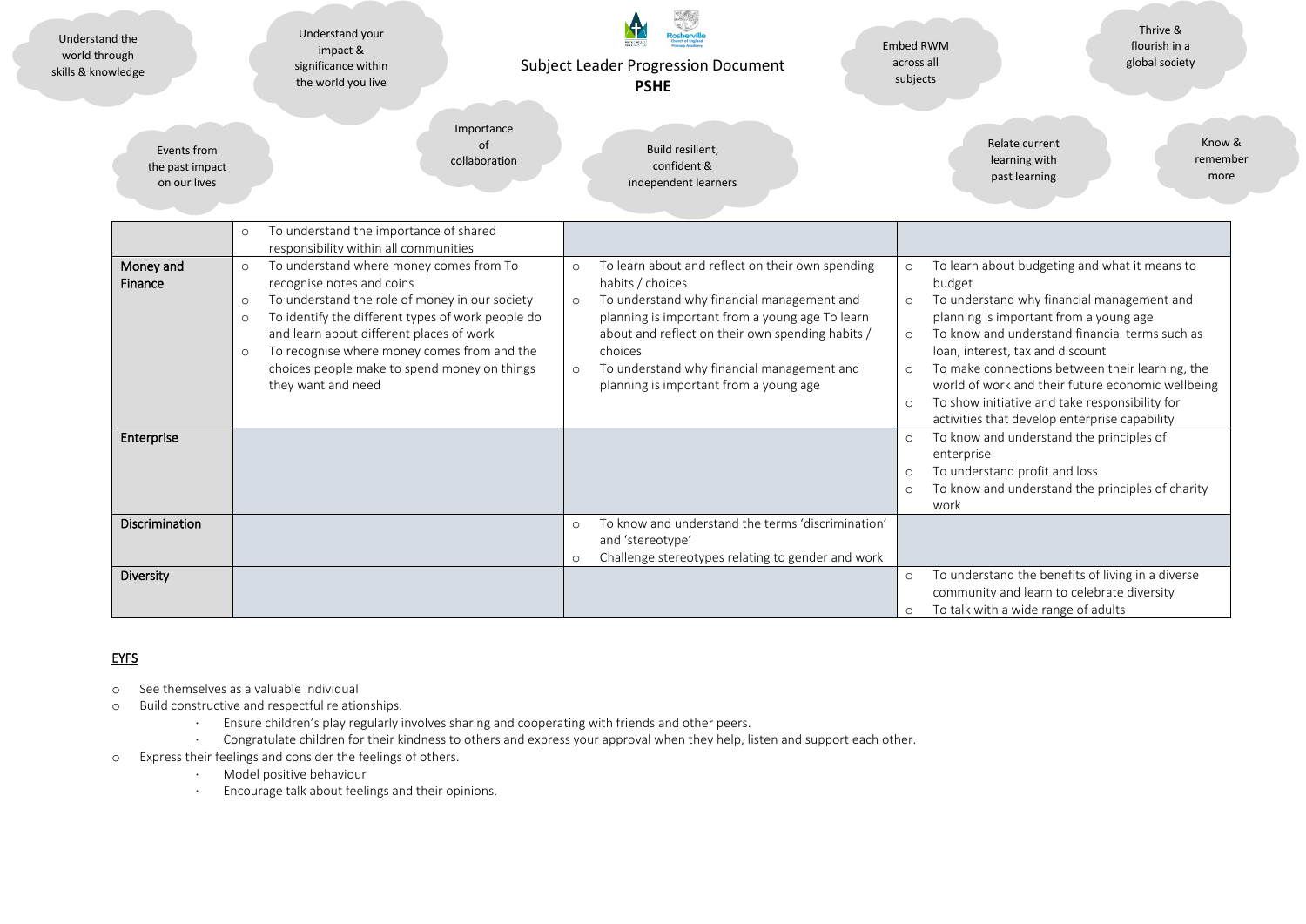Understand the world through skills & knowledge

Understand your impact & significance within the world you live

Subject Leader Progression Document

**PSHE**

Embed RWM across all subjects

Thrive & flourish in a global society

Events from the past impact on our lives

Importance of collaboration

Build resilient, confident & independent learners

Relate current learning with past learning

Know & remember more

| | | | |
|---|---|---|---|
| | ○ To understand the importance of shared responsibility within all communities | | |
| **Money and Finance** | ○ To understand where money comes from To recognise notes and coins<br>○ To understand the role of money in our society<br>○ To identify the different types of work people do and learn about different places of work<br>○ To recognise where money comes from and the choices people make to spend money on things they want and need | ○ To learn about and reflect on their own spending habits / choices<br>○ To understand why financial management and planning is important from a young age To learn about and reflect on their own spending habits / choices<br>○ To understand why financial management and planning is important from a young age | ○ To learn about budgeting and what it means to budget<br>○ To understand why financial management and planning is important from a young age<br>○ To know and understand financial terms such as loan, interest, tax and discount<br>○ To make connections between their learning, the world of work and their future economic wellbeing<br>○ To show initiative and take responsibility for activities that develop enterprise capability |
| **Enterprise** | | | ○ To know and understand the principles of enterprise<br>○ To understand profit and loss<br>○ To know and understand the principles of charity work |
| **Discrimination** | | ○ To know and understand the terms 'discrimination' and 'stereotype'<br>○ Challenge stereotypes relating to gender and work | |
| **Diversity** | | | ○ To understand the benefits of living in a diverse community and learn to celebrate diversity<br>○ To talk with a wide range of adults |

## EYFS

- See themselves as a valuable individual
- Build constructive and respectful relationships.
  - Ensure children's play regularly involves sharing and cooperating with friends and other peers.
  - Congratulate children for their kindness to others and express your approval when they help, listen and support each other.
- Express their feelings and consider the feelings of others.
  - Model positive behaviour
  - Encourage talk about feelings and their opinions.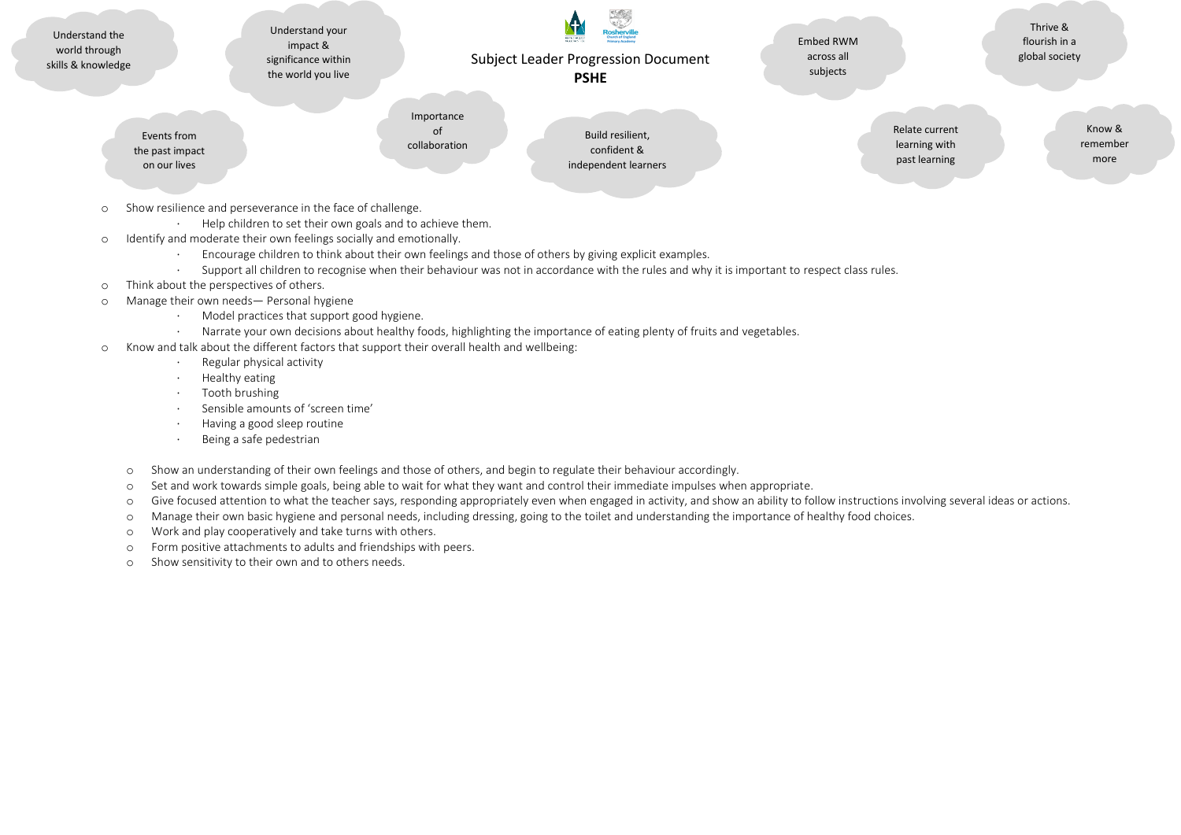- Show resilience and perseverance in the face of challenge.
    - Help children to set their own goals and to achieve them.
- Identify and moderate their own feelings socially and emotionally.
    - Encourage children to think about their own feelings and those of others by giving explicit examples.
    - Support all children to recognise when their behaviour was not in accordance with the rules and why it is important to respect class rules.
- Think about the perspectives of others.
- Manage their own needs— Personal hygiene
    - Model practices that support good hygiene.
    - Narrate your own decisions about healthy foods, highlighting the importance of eating plenty of fruits and vegetables.
- Know and talk about the different factors that support their overall health and wellbeing:
    - Regular physical activity
    - Healthy eating
    - Tooth brushing
    - Sensible amounts of 'screen time'
    - Having a good sleep routine
    - Being a safe pedestrian

- Show an understanding of their own feelings and those of others, and begin to regulate their behaviour accordingly.
- Set and work towards simple goals, being able to wait for what they want and control their immediate impulses when appropriate.
- Give focused attention to what the teacher says, responding appropriately even when engaged in activity, and show an ability to follow instructions involving several ideas or actions.
- Manage their own basic hygiene and personal needs, including dressing, going to the toilet and understanding the importance of healthy food choices.
- Work and play cooperatively and take turns with others.
- Form positive attachments to adults and friendships with peers.
- Show sensitivity to their own and to others needs.